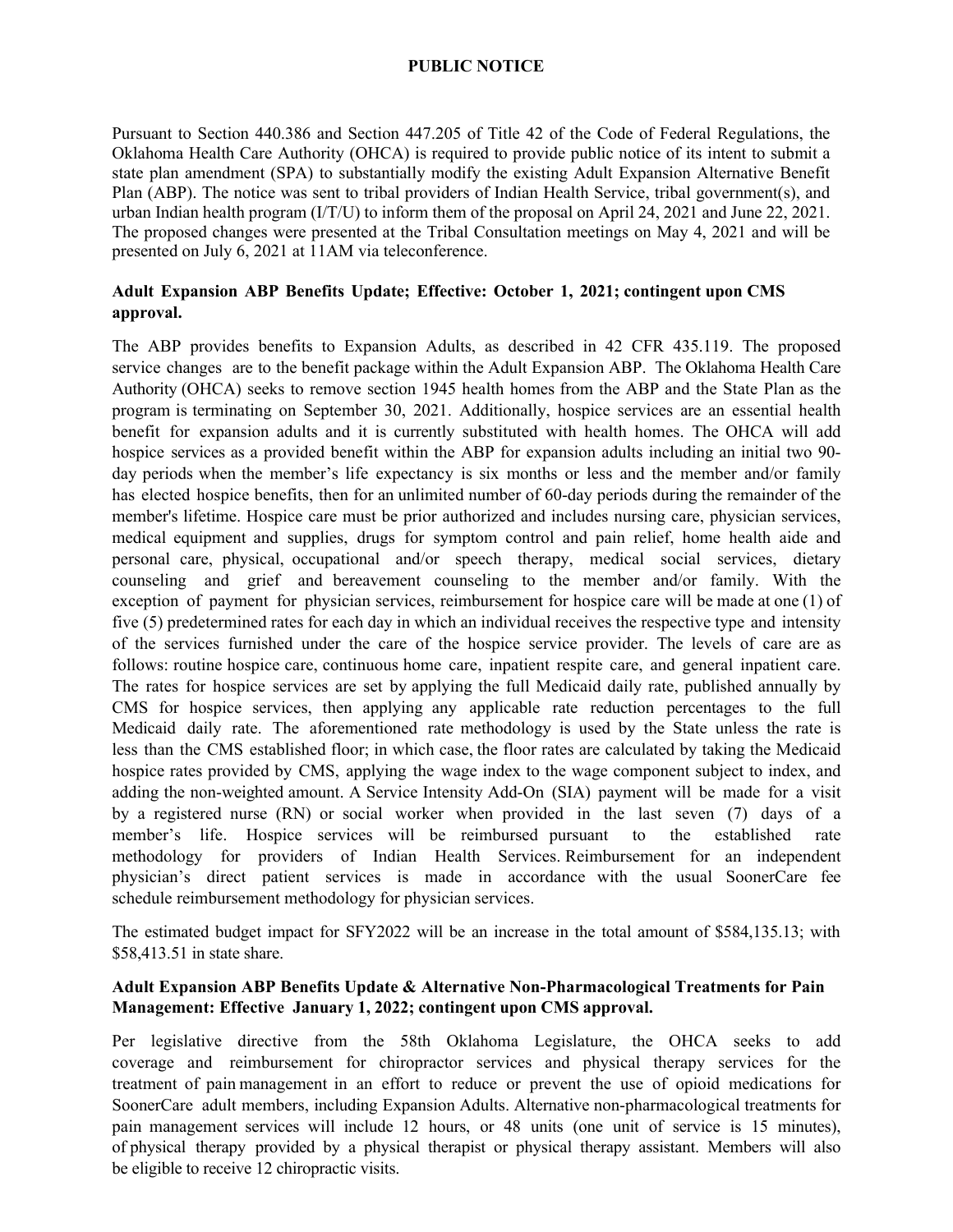# PUBLIC NOTICE

Pursuant to Section 440.386 and Section 447.205 of Title 42 of the Code of Federal Regulations, the Oklahoma Health Care Authority (OHCA) is required to provide public notice of its intent to submit a state plan amendment (SPA) to substantially modify the existing Adult Expansion Alternative Benefit Plan (ABP). The notice was sent to tribal providers of Indian Health Service, tribal government(s), and urban Indian health program (I/T/U) to inform them of the proposal on April 24, 2021 and June 22, 2021. The proposed changes were presented at the Tribal Consultation meetings on May 4, 2021 and will be presented on July 6, 2021 at 11AM via teleconference.

**Adult Expansion ABP Benefits Update; Effective: October 1, 2021; contingent upon CMS approval.**

The ABP provides benefits to Expansion Adults, as described in 42 CFR 435.119. The proposed service changes are to the benefit package within the Adult Expansion ABP. The Oklahoma Health Care Authority (OHCA) seeks to remove section 1945 health homes from the ABP and the State Plan as the program is terminating on September 30, 2021. Additionally, hospice services are an essential health benefit for expansion adults and it is currently substituted with health homes. The OHCA will add hospice services as a provided benefit within the ABP for expansion adults including an initial two 90-day periods when the member's life expectancy is six months or less and the member and/or family has elected hospice benefits, then for an unlimited number of 60-day periods during the remainder of the member's lifetime. Hospice care must be prior authorized and includes nursing care, physician services, medical equipment and supplies, drugs for symptom control and pain relief, home health aide and personal care, physical, occupational and/or speech therapy, medical social services, dietary counseling and grief and bereavement counseling to the member and/or family. With the exception of payment for physician services, reimbursement for hospice care will be made at one (1) of five (5) predetermined rates for each day in which an individual receives the respective type and intensity of the services furnished under the care of the hospice service provider. The levels of care are as follows: routine hospice care, continuous home care, inpatient respite care, and general inpatient care. The rates for hospice services are set by applying the full Medicaid daily rate, published annually by CMS for hospice services, then applying any applicable rate reduction percentages to the full Medicaid daily rate. The aforementioned rate methodology is used by the State unless the rate is less than the CMS established floor; in which case, the floor rates are calculated by taking the Medicaid hospice rates provided by CMS, applying the wage index to the wage component subject to index, and adding the non-weighted amount. A Service Intensity Add-On (SIA) payment will be made for a visit by a registered nurse (RN) or social worker when provided in the last seven (7) days of a member's life. Hospice services will be reimbursed pursuant to the established rate methodology for providers of Indian Health Services. Reimbursement for an independent physician's direct patient services is made in accordance with the usual SoonerCare fee schedule reimbursement methodology for physician services.

The estimated budget impact for SFY2022 will be an increase in the total amount of $584,135.13; with $58,413.51 in state share.

**Adult Expansion ABP Benefits Update & Alternative Non-Pharmacological Treatments for Pain Management: Effective January 1, 2022; contingent upon CMS approval.**

Per legislative directive from the 58th Oklahoma Legislature, the OHCA seeks to add coverage and reimbursement for chiropractor services and physical therapy services for the treatment of pain management in an effort to reduce or prevent the use of opioid medications for SoonerCare adult members, including Expansion Adults. Alternative non-pharmacological treatments for pain management services will include 12 hours, or 48 units (one unit of service is 15 minutes), of physical therapy provided by a physical therapist or physical therapy assistant. Members will also be eligible to receive 12 chiropractic visits.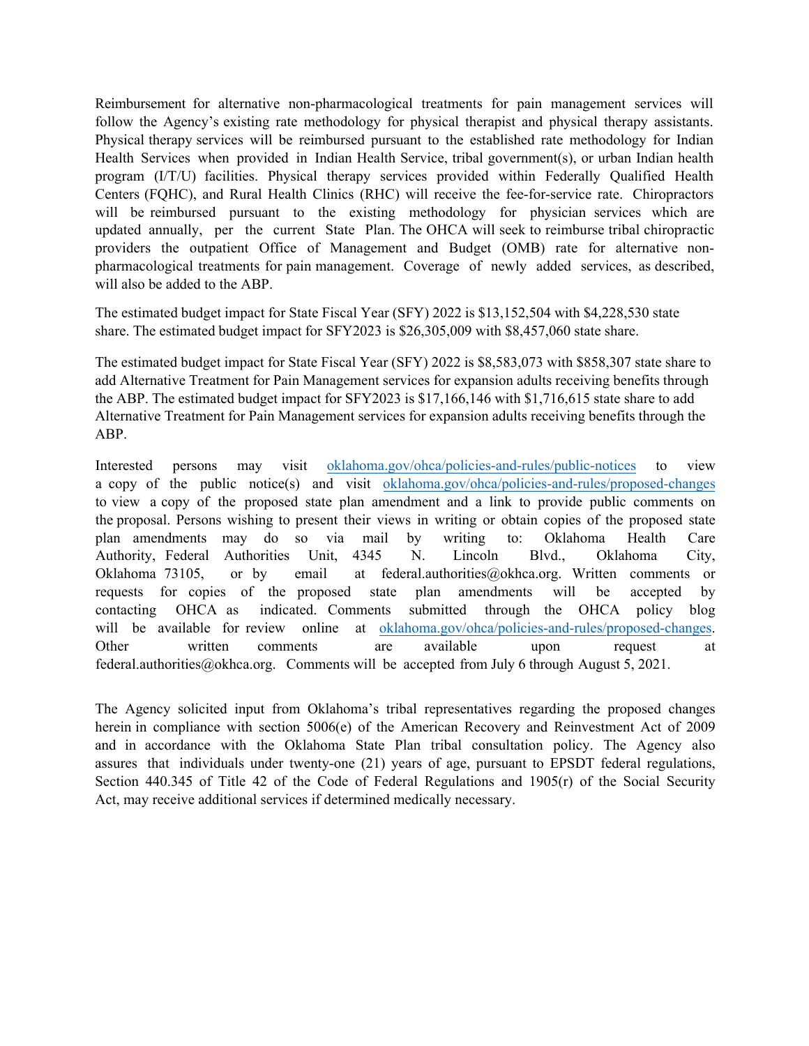Reimbursement for alternative non-pharmacological treatments for pain management services will follow the Agency's existing rate methodology for physical therapist and physical therapy assistants. Physical therapy services will be reimbursed pursuant to the established rate methodology for Indian Health Services when provided in Indian Health Service, tribal government(s), or urban Indian health program (I/T/U) facilities. Physical therapy services provided within Federally Qualified Health Centers (FQHC), and Rural Health Clinics (RHC) will receive the fee-for-service rate. Chiropractors will be reimbursed pursuant to the existing methodology for physician services which are updated annually, per the current State Plan. The OHCA will seek to reimburse tribal chiropractic providers the outpatient Office of Management and Budget (OMB) rate for alternative non-pharmacological treatments for pain management. Coverage of newly added services, as described, will also be added to the ABP.

The estimated budget impact for State Fiscal Year (SFY) 2022 is $13,152,504 with $4,228,530 state share. The estimated budget impact for SFY2023 is $26,305,009 with $8,457,060 state share.

The estimated budget impact for State Fiscal Year (SFY) 2022 is $8,583,073 with $858,307 state share to add Alternative Treatment for Pain Management services for expansion adults receiving benefits through the ABP. The estimated budget impact for SFY2023 is $17,166,146 with $1,716,615 state share to add Alternative Treatment for Pain Management services for expansion adults receiving benefits through the ABP.

Interested persons may visit oklahoma.gov/ohca/policies-and-rules/public-notices to view a copy of the public notice(s) and visit oklahoma.gov/ohca/policies-and-rules/proposed-changes to view a copy of the proposed state plan amendment and a link to provide public comments on the proposal. Persons wishing to present their views in writing or obtain copies of the proposed state plan amendments may do so via mail by writing to: Oklahoma Health Care Authority, Federal Authorities Unit, 4345 N. Lincoln Blvd., Oklahoma City, Oklahoma 73105, or by email at federal.authorities@okhca.org. Written comments or requests for copies of the proposed state plan amendments will be accepted by contacting OHCA as indicated. Comments submitted through the OHCA policy blog will be available for review online at oklahoma.gov/ohca/policies-and-rules/proposed-changes. Other written comments are available upon request at federal.authorities@okhca.org. Comments will be accepted from July 6 through August 5, 2021.

The Agency solicited input from Oklahoma's tribal representatives regarding the proposed changes herein in compliance with section 5006(e) of the American Recovery and Reinvestment Act of 2009 and in accordance with the Oklahoma State Plan tribal consultation policy. The Agency also assures that individuals under twenty-one (21) years of age, pursuant to EPSDT federal regulations, Section 440.345 of Title 42 of the Code of Federal Regulations and 1905(r) of the Social Security Act, may receive additional services if determined medically necessary.